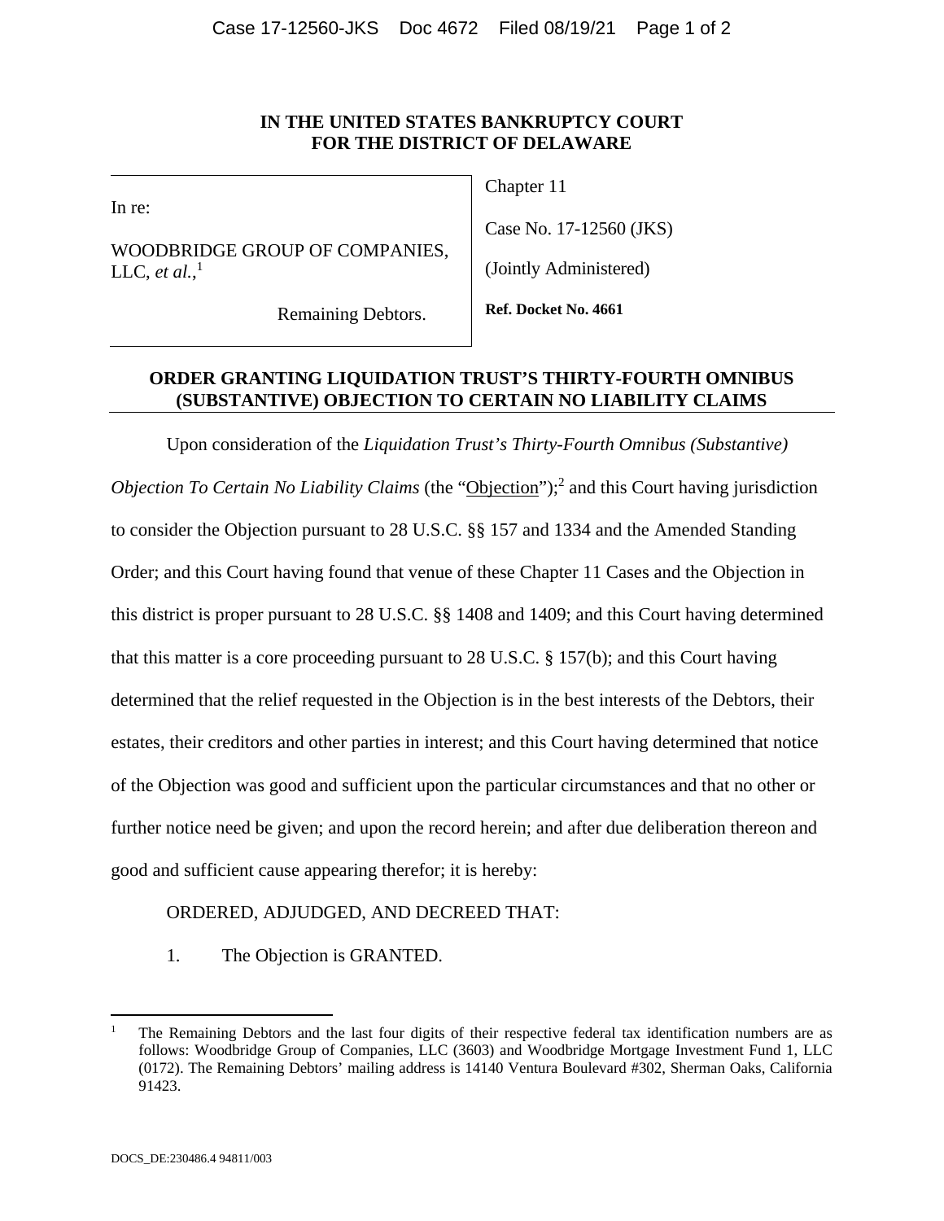# IN THE UNITED STATES BANKRUPTCY COURT FOR THE DISTRICT OF DELAWARE

| | |
|---|---|
| In re:<br><br>WOODBRIDGE GROUP OF COMPANIES, LLC, *et al.*,[1]<br><br>Remaining Debtors. | Chapter 11<br><br>Case No. 17-12560 (JKS)<br><br>(Jointly Administered)<br><br>**Ref. Docket No. 4661** |

## ORDER GRANTING LIQUIDATION TRUST'S THIRTY-FOURTH OMNIBUS (SUBSTANTIVE) OBJECTION TO CERTAIN NO LIABILITY CLAIMS

Upon consideration of the *Liquidation Trust's Thirty-Fourth Omnibus (Substantive) Objection To Certain No Liability Claims* (the "Objection");[2] and this Court having jurisdiction to consider the Objection pursuant to 28 U.S.C. §§ 157 and 1334 and the Amended Standing Order; and this Court having found that venue of these Chapter 11 Cases and the Objection in this district is proper pursuant to 28 U.S.C. §§ 1408 and 1409; and this Court having determined that this matter is a core proceeding pursuant to 28 U.S.C. § 157(b); and this Court having determined that the relief requested in the Objection is in the best interests of the Debtors, their estates, their creditors and other parties in interest; and this Court having determined that notice of the Objection was good and sufficient upon the particular circumstances and that no other or further notice need be given; and upon the record herein; and after due deliberation thereon and good and sufficient cause appearing therefor; it is hereby:

ORDERED, ADJUDGED, AND DECREED THAT:

1. The Objection is GRANTED.

---

[1] The Remaining Debtors and the last four digits of their respective federal tax identification numbers are as follows: Woodbridge Group of Companies, LLC (3603) and Woodbridge Mortgage Investment Fund 1, LLC (0172). The Remaining Debtors' mailing address is 14140 Ventura Boulevard #302, Sherman Oaks, California 91423.

DOCS_DE:230486.4 94811/003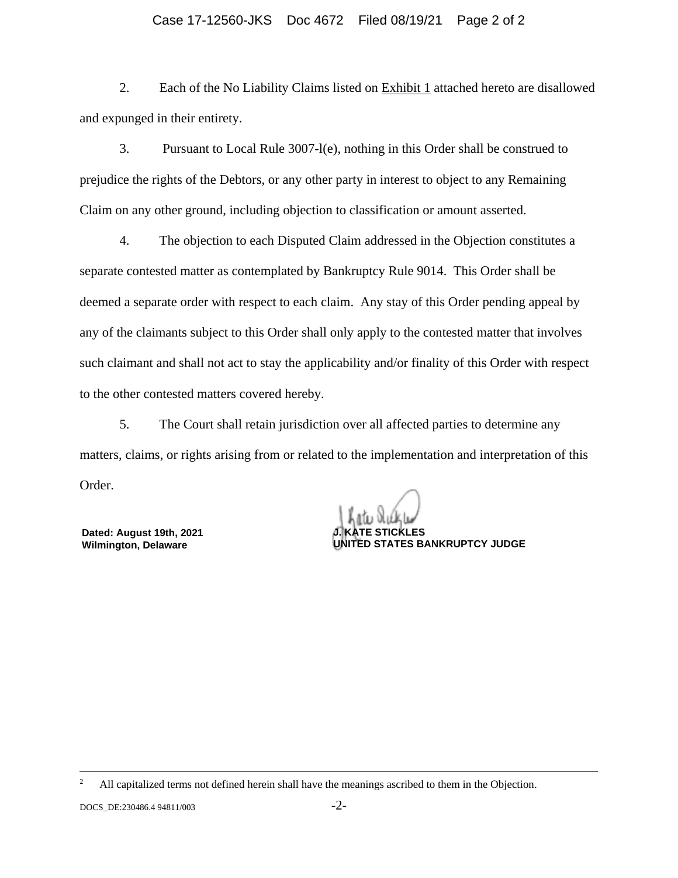2. Each of the No Liability Claims listed on Exhibit 1 attached hereto are disallowed and expunged in their entirety.

3. Pursuant to Local Rule 3007-l(e), nothing in this Order shall be construed to prejudice the rights of the Debtors, or any other party in interest to object to any Remaining Claim on any other ground, including objection to classification or amount asserted.

4. The objection to each Disputed Claim addressed in the Objection constitutes a separate contested matter as contemplated by Bankruptcy Rule 9014. This Order shall be deemed a separate order with respect to each claim. Any stay of this Order pending appeal by any of the claimants subject to this Order shall only apply to the contested matter that involves such claimant and shall not act to stay the applicability and/or finality of this Order with respect to the other contested matters covered hereby.

5. The Court shall retain jurisdiction over all affected parties to determine any matters, claims, or rights arising from or related to the implementation and interpretation of this Order.

**Dated: August 19th, 2021**
**Wilmington, Delaware**

**J. KATE STICKLES**
**UNITED STATES BANKRUPTCY JUDGE**

---

[2] All capitalized terms not defined herein shall have the meanings ascribed to them in the Objection.

DOCS_DE:230486.4 94811/003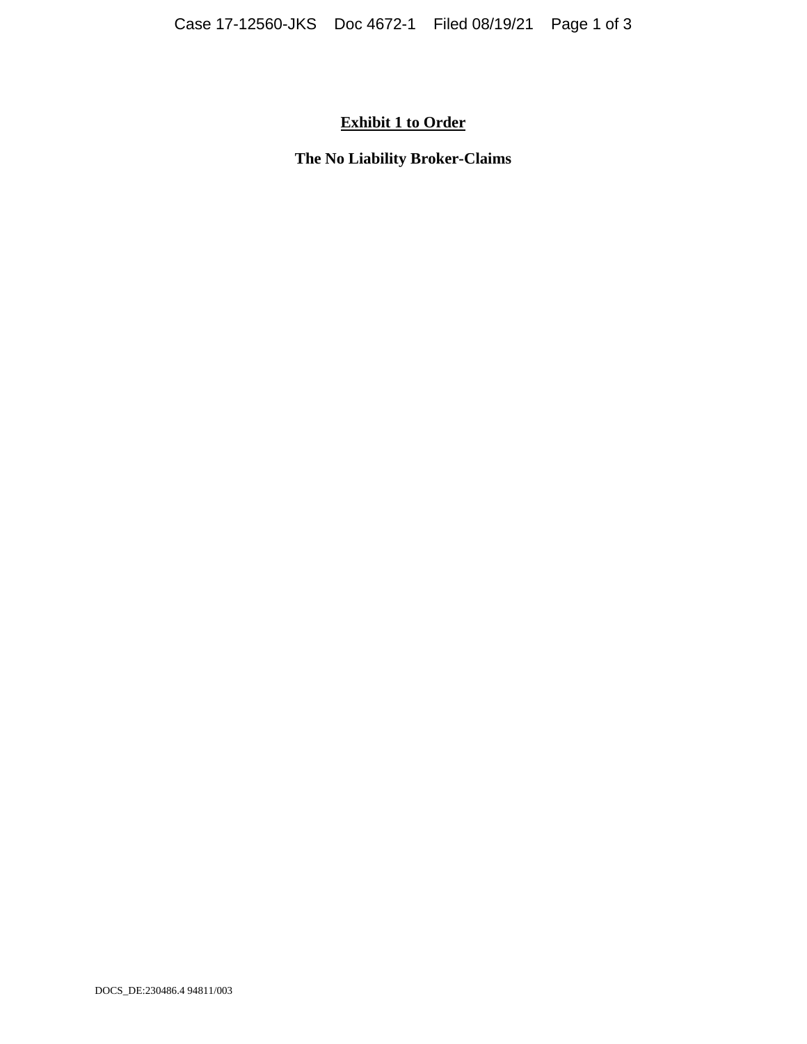**Exhibit 1 to Order**

**The No Liability Broker-Claims**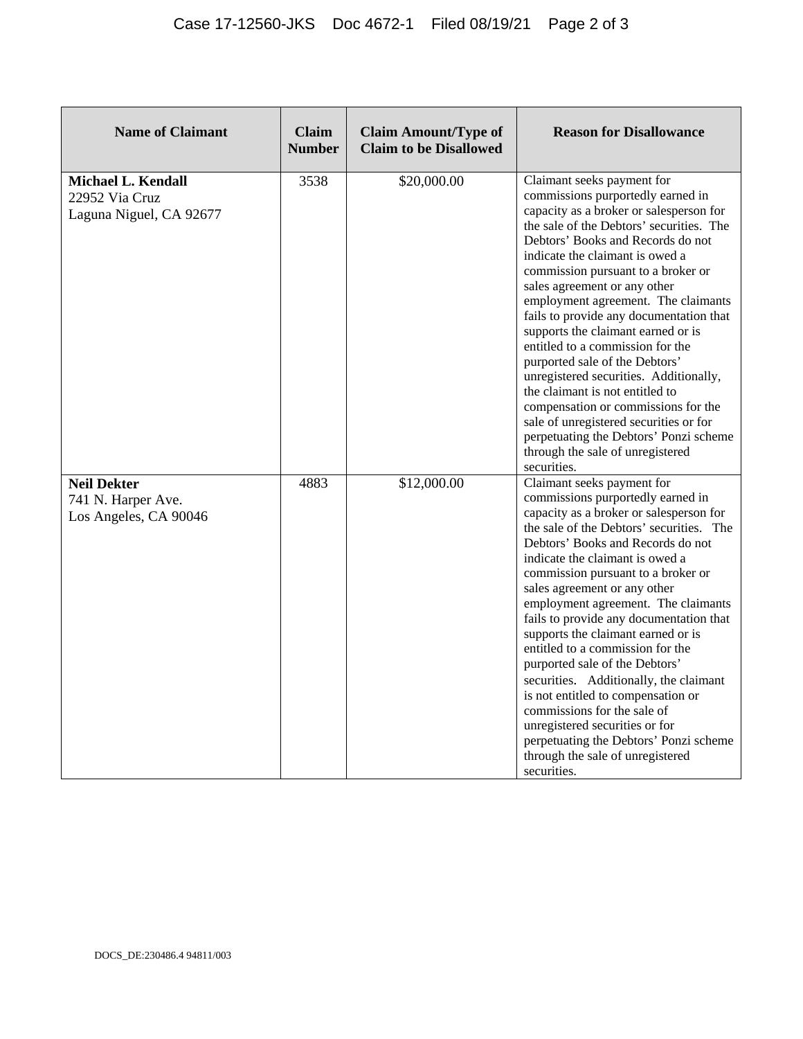| Name of Claimant | Claim Number | Claim Amount/Type of Claim to be Disallowed | Reason for Disallowance |
|---|---|---|---|
| **Michael L. Kendall**<br>22952 Via Cruz<br>Laguna Niguel, CA 92677 | 3538 | $20,000.00 | Claimant seeks payment for commissions purportedly earned in capacity as a broker or salesperson for the sale of the Debtors' securities. The Debtors' Books and Records do not indicate the claimant is owed a commission pursuant to a broker or sales agreement or any other employment agreement. The claimants fails to provide any documentation that supports the claimant earned or is entitled to a commission for the purported sale of the Debtors' unregistered securities. Additionally, the claimant is not entitled to compensation or commissions for the sale of unregistered securities or for perpetuating the Debtors' Ponzi scheme through the sale of unregistered securities. |
| **Neil Dekter**<br>741 N. Harper Ave.<br>Los Angeles, CA 90046 | 4883 | $12,000.00 | Claimant seeks payment for commissions purportedly earned in capacity as a broker or salesperson for the sale of the Debtors' securities. The Debtors' Books and Records do not indicate the claimant is owed a commission pursuant to a broker or sales agreement or any other employment agreement. The claimants fails to provide any documentation that supports the claimant earned or is entitled to a commission for the purported sale of the Debtors' securities. Additionally, the claimant is not entitled to compensation or commissions for the sale of unregistered securities or for perpetuating the Debtors' Ponzi scheme through the sale of unregistered securities. |

DOCS_DE:230486.4 94811/003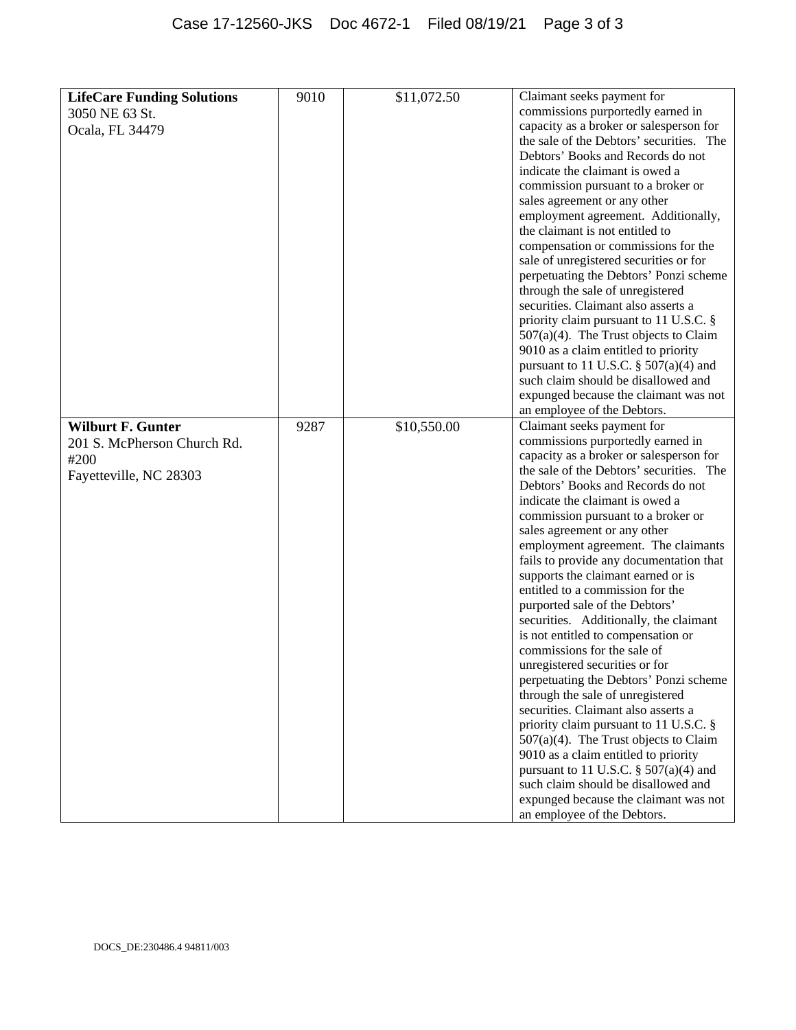| | | | |
|---|---|---|---|
| **LifeCare Funding Solutions**<br>3050 NE 63 St.<br>Ocala, FL 34479 | 9010 | $11,072.50 | Claimant seeks payment for commissions purportedly earned in capacity as a broker or salesperson for the sale of the Debtors' securities. The Debtors' Books and Records do not indicate the claimant is owed a commission pursuant to a broker or sales agreement or any other employment agreement. Additionally, the claimant is not entitled to compensation or commissions for the sale of unregistered securities or for perpetuating the Debtors' Ponzi scheme through the sale of unregistered securities. Claimant also asserts a priority claim pursuant to 11 U.S.C. § 507(a)(4). The Trust objects to Claim 9010 as a claim entitled to priority pursuant to 11 U.S.C. § 507(a)(4) and such claim should be disallowed and expunged because the claimant was not an employee of the Debtors. |
| **Wilburt F. Gunter**<br>201 S. McPherson Church Rd. #200<br>Fayetteville, NC 28303 | 9287 | $10,550.00 | Claimant seeks payment for commissions purportedly earned in capacity as a broker or salesperson for the sale of the Debtors' securities. The Debtors' Books and Records do not indicate the claimant is owed a commission pursuant to a broker or sales agreement or any other employment agreement. The claimants fails to provide any documentation that supports the claimant earned or is entitled to a commission for the purported sale of the Debtors' securities. Additionally, the claimant is not entitled to compensation or commissions for the sale of unregistered securities or for perpetuating the Debtors' Ponzi scheme through the sale of unregistered securities. Claimant also asserts a priority claim pursuant to 11 U.S.C. § 507(a)(4). The Trust objects to Claim 9010 as a claim entitled to priority pursuant to 11 U.S.C. § 507(a)(4) and such claim should be disallowed and expunged because the claimant was not an employee of the Debtors. |

DOCS_DE:230486.4 94811/003